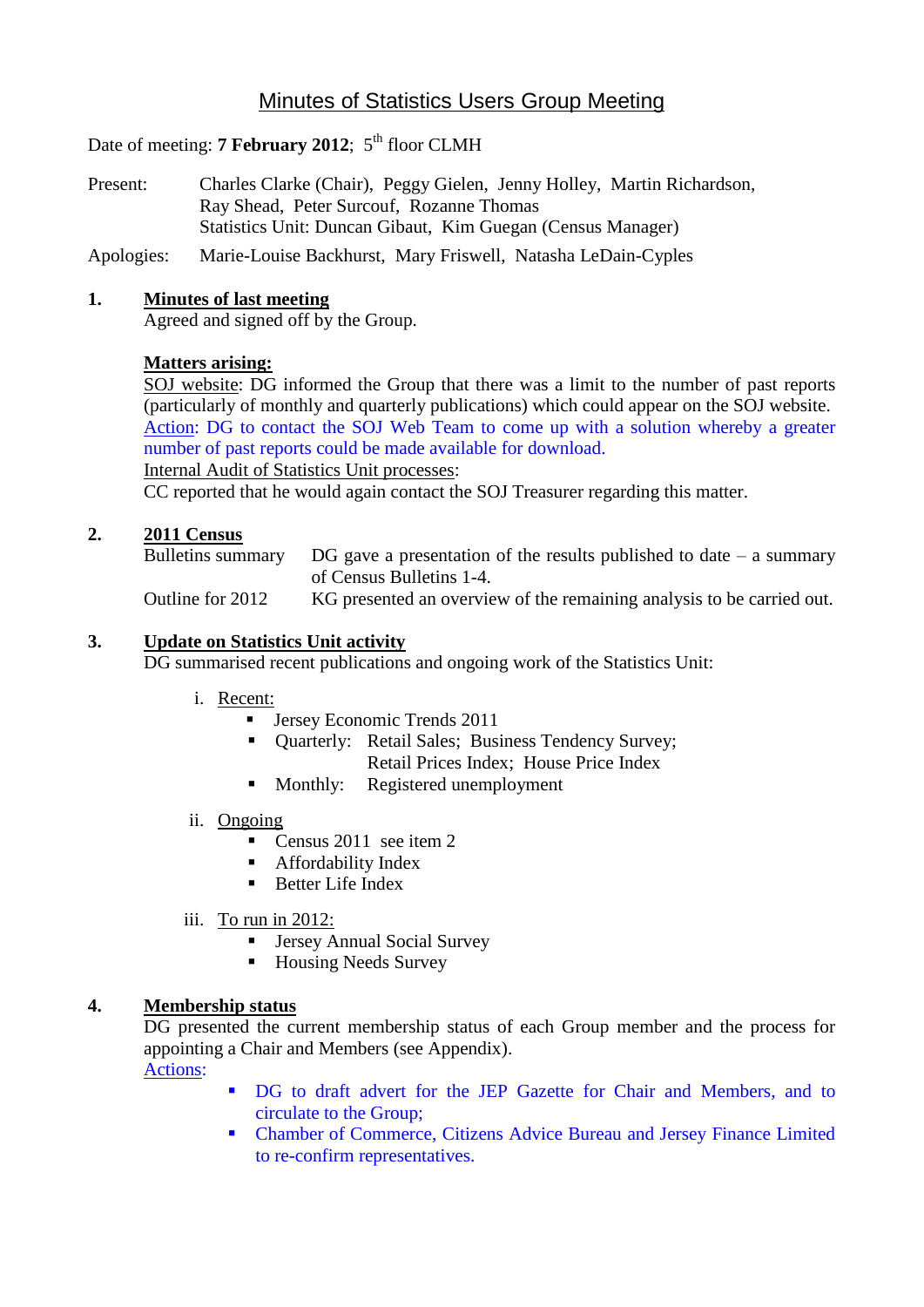# Minutes of Statistics Users Group Meeting

Date of meeting: **7 February 2012**; 5th floor CLMH

Present: Charles Clarke (Chair), Peggy Gielen, Jenny Holley, Martin Richardson, Ray Shead, Peter Surcouf, Rozanne Thomas
Statistics Unit: Duncan Gibaut, Kim Guegan (Census Manager)

Apologies: Marie-Louise Backhurst, Mary Friswell, Natasha LeDain-Cyples

## 1. Minutes of last meeting

Agreed and signed off by the Group.

**Matters arising:**

SOJ website: DG informed the Group that there was a limit to the number of past reports (particularly of monthly and quarterly publications) which could appear on the SOJ website.
Action: DG to contact the SOJ Web Team to come up with a solution whereby a greater number of past reports could be made available for download.

Internal Audit of Statistics Unit processes:
CC reported that he would again contact the SOJ Treasurer regarding this matter.

## 2. 2011 Census

| | |
|---|---|
| Bulletins summary | DG gave a presentation of the results published to date – a summary of Census Bulletins 1-4. |
| Outline for 2012 | KG presented an overview of the remaining analysis to be carried out. |

## 3. Update on Statistics Unit activity

DG summarised recent publications and ongoing work of the Statistics Unit:

i. Recent:
- Jersey Economic Trends 2011
- Quarterly: Retail Sales; Business Tendency Survey; Retail Prices Index; House Price Index
- Monthly: Registered unemployment

ii. Ongoing
- Census 2011 see item 2
- Affordability Index
- Better Life Index

iii. To run in 2012:
- Jersey Annual Social Survey
- Housing Needs Survey

## 4. Membership status

DG presented the current membership status of each Group member and the process for appointing a Chair and Members (see Appendix).

Actions:
- DG to draft advert for the JEP Gazette for Chair and Members, and to circulate to the Group;
- Chamber of Commerce, Citizens Advice Bureau and Jersey Finance Limited to re-confirm representatives.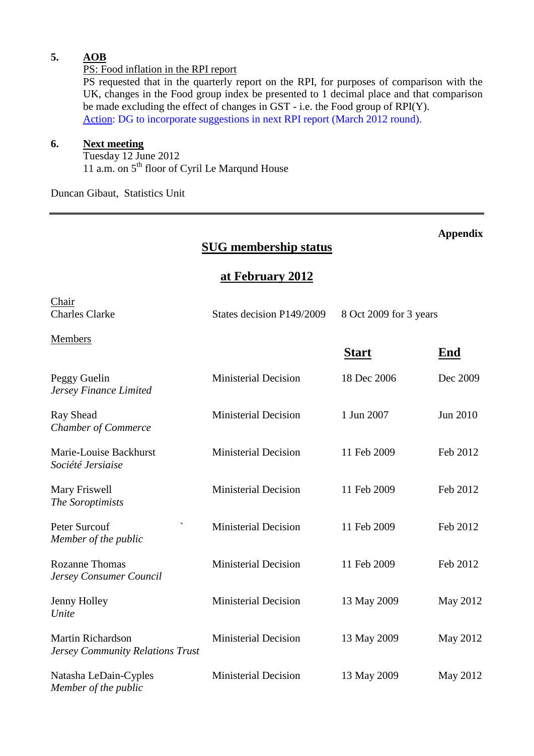**5.** **AOB**

PS: Food inflation in the RPI report

PS requested that in the quarterly report on the RPI, for purposes of comparison with the UK, changes in the Food group index be presented to 1 decimal place and that comparison be made excluding the effect of changes in GST - i.e. the Food group of RPI(Y).

Action: DG to incorporate suggestions in next RPI report (March 2012 round).

**6.** **Next meeting**

Tuesday 12 June 2012

11 a.m. on 5th floor of Cyril Le Marqund House

Duncan Gibaut, Statistics Unit

---

**Appendix**

## SUG membership status

## at February 2012

Chair

Charles Clarke — States decision P149/2009 — 8 Oct 2009 for 3 years

Members

| | | Start | End |
|---|---|---|---|
| Peggy Guelin<br>*Jersey Finance Limited* | Ministerial Decision | 18 Dec 2006 | Dec 2009 |
| Ray Shead<br>*Chamber of Commerce* | Ministerial Decision | 1 Jun 2007 | Jun 2010 |
| Marie-Louise Backhurst<br>*Société Jersiaise* | Ministerial Decision | 11 Feb 2009 | Feb 2012 |
| Mary Friswell<br>*The Soroptimists* | Ministerial Decision | 11 Feb 2009 | Feb 2012 |
| Peter Surcouf<br>*Member of the public* | Ministerial Decision | 11 Feb 2009 | Feb 2012 |
| Rozanne Thomas<br>*Jersey Consumer Council* | Ministerial Decision | 11 Feb 2009 | Feb 2012 |
| Jenny Holley<br>*Unite* | Ministerial Decision | 13 May 2009 | May 2012 |
| Martin Richardson<br>*Jersey Community Relations Trust* | Ministerial Decision | 13 May 2009 | May 2012 |
| Natasha LeDain-Cyples<br>*Member of the public* | Ministerial Decision | 13 May 2009 | May 2012 |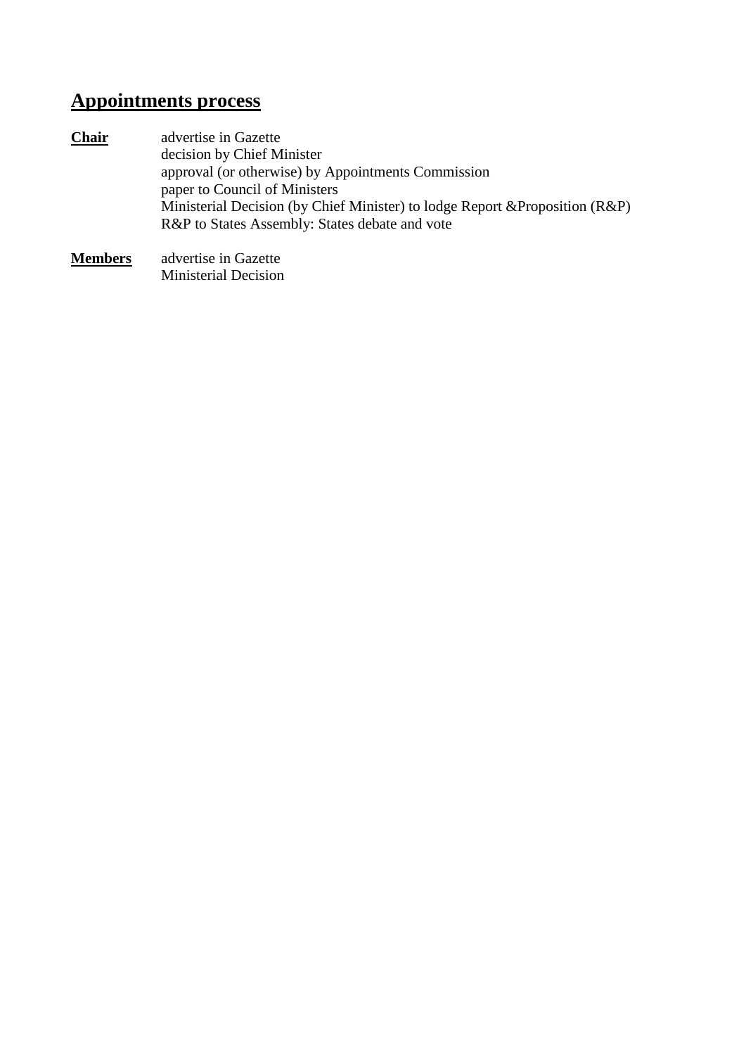## Appointments process

**Chair**

advertise in Gazette
decision by Chief Minister
approval (or otherwise) by Appointments Commission
paper to Council of Ministers
Ministerial Decision (by Chief Minister) to lodge Report &Proposition (R&P)
R&P to States Assembly: States debate and vote

**Members**

advertise in Gazette
Ministerial Decision